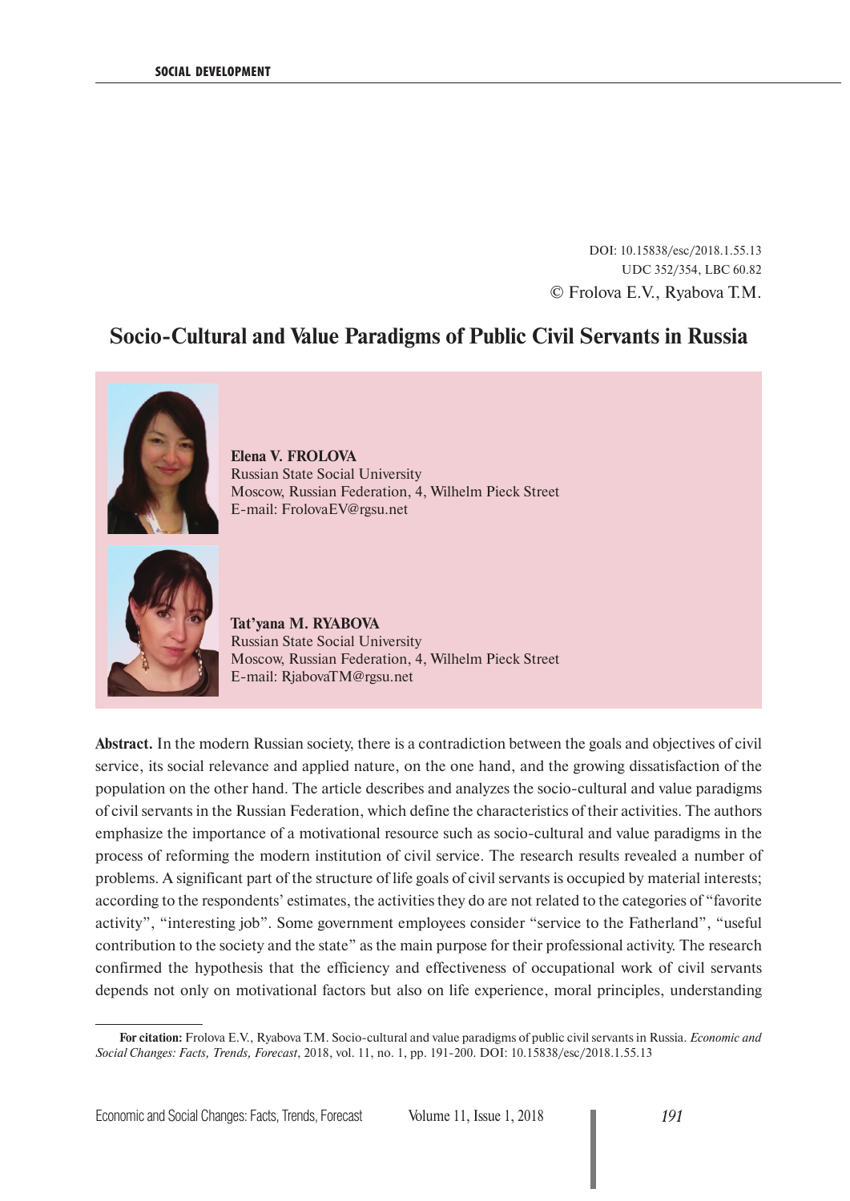DOI: 10.15838/esc/2018.1.55.13
UDC 352/354, LBC 60.82
© Frolova E.V., Ryabova T.M.

# Socio-Cultural and Value Paradigms of Public Civil Servants in Russia

**Elena V. FROLOVA**
Russian State Social University
Moscow, Russian Federation, 4, Wilhelm Pieck Street
E-mail: FrolovaEV@rgsu.net

**Tat'yana M. RYABOVA**
Russian State Social University
Moscow, Russian Federation, 4, Wilhelm Pieck Street
E-mail: RjabovaTM@rgsu.net

**Abstract.** In the modern Russian society, there is a contradiction between the goals and objectives of civil service, its social relevance and applied nature, on the one hand, and the growing dissatisfaction of the population on the other hand. The article describes and analyzes the socio-cultural and value paradigms of civil servants in the Russian Federation, which define the characteristics of their activities. The authors emphasize the importance of a motivational resource such as socio-cultural and value paradigms in the process of reforming the modern institution of civil service. The research results revealed a number of problems. A significant part of the structure of life goals of civil servants is occupied by material interests; according to the respondents' estimates, the activities they do are not related to the categories of "favorite activity", "interesting job". Some government employees consider "service to the Fatherland", "useful contribution to the society and the state" as the main purpose for their professional activity. The research confirmed the hypothesis that the efficiency and effectiveness of occupational work of civil servants depends not only on motivational factors but also on life experience, moral principles, understanding

---

**For citation:** Frolova E.V., Ryabova T.M. Socio-cultural and value paradigms of public civil servants in Russia. *Economic and Social Changes: Facts, Trends, Forecast*, 2018, vol. 11, no. 1, pp. 191-200. DOI: 10.15838/esc/2018.1.55.13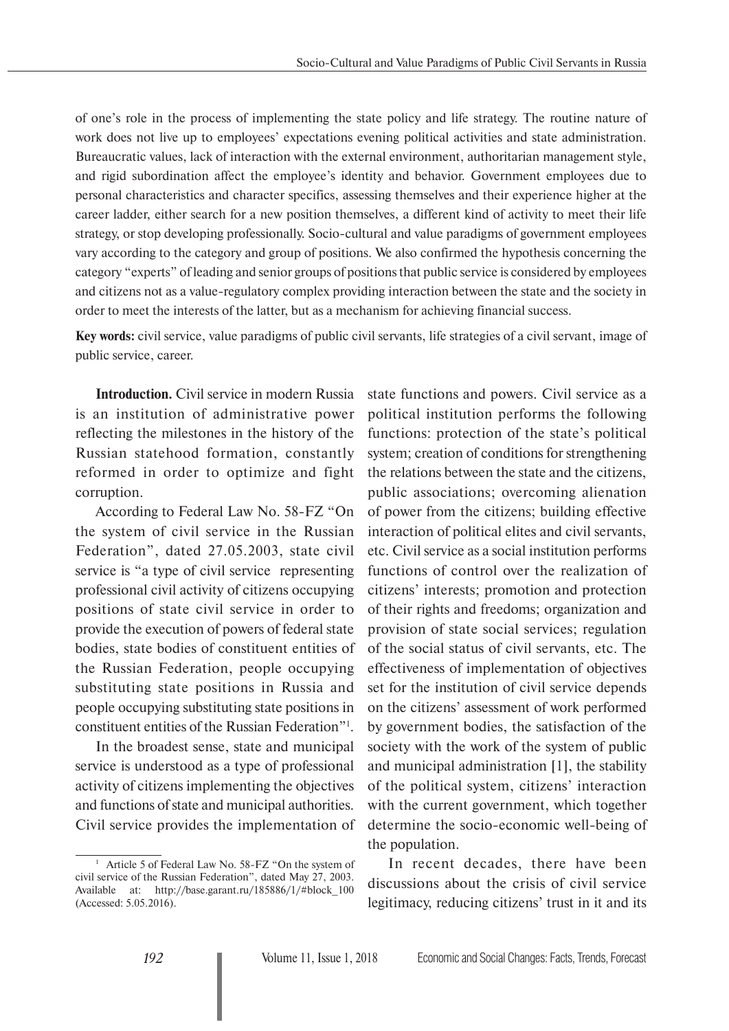of one's role in the process of implementing the state policy and life strategy. The routine nature of work does not live up to employees' expectations evening political activities and state administration. Bureaucratic values, lack of interaction with the external environment, authoritarian management style, and rigid subordination affect the employee's identity and behavior. Government employees due to personal characteristics and character specifics, assessing themselves and their experience higher at the career ladder, either search for a new position themselves, a different kind of activity to meet their life strategy, or stop developing professionally. Socio-cultural and value paradigms of government employees vary according to the category and group of positions. We also confirmed the hypothesis concerning the category "experts" of leading and senior groups of positions that public service is considered by employees and citizens not as a value-regulatory complex providing interaction between the state and the society in order to meet the interests of the latter, but as a mechanism for achieving financial success.

**Key words:** civil service, value paradigms of public civil servants, life strategies of a civil servant, image of public service, career.

**Introduction.** Civil service in modern Russia is an institution of administrative power reflecting the milestones in the history of the Russian statehood formation, constantly reformed in order to optimize and fight corruption.

According to Federal Law No. 58-FZ "On the system of civil service in the Russian Federation", dated 27.05.2003, state civil service is "a type of civil service representing professional civil activity of citizens occupying positions of state civil service in order to provide the execution of powers of federal state bodies, state bodies of constituent entities of the Russian Federation, people occupying substituting state positions in Russia and people occupying substituting state positions in constituent entities of the Russian Federation"[1].

In the broadest sense, state and municipal service is understood as a type of professional activity of citizens implementing the objectives and functions of state and municipal authorities. Civil service provides the implementation of state functions and powers. Civil service as a political institution performs the following functions: protection of the state's political system; creation of conditions for strengthening the relations between the state and the citizens, public associations; overcoming alienation of power from the citizens; building effective interaction of political elites and civil servants, etc. Civil service as a social institution performs functions of control over the realization of citizens' interests; promotion and protection of their rights and freedoms; organization and provision of state social services; regulation of the social status of civil servants, etc. The effectiveness of implementation of objectives set for the institution of civil service depends on the citizens' assessment of work performed by government bodies, the satisfaction of the society with the work of the system of public and municipal administration [1], the stability of the political system, citizens' interaction with the current government, which together determine the socio-economic well-being of the population.

In recent decades, there have been discussions about the crisis of civil service legitimacy, reducing citizens' trust in it and its

[1] Article 5 of Federal Law No. 58-FZ "On the system of civil service of the Russian Federation", dated May 27, 2003. Available at: http://base.garant.ru/185886/1/#block_100 (Accessed: 5.05.2016).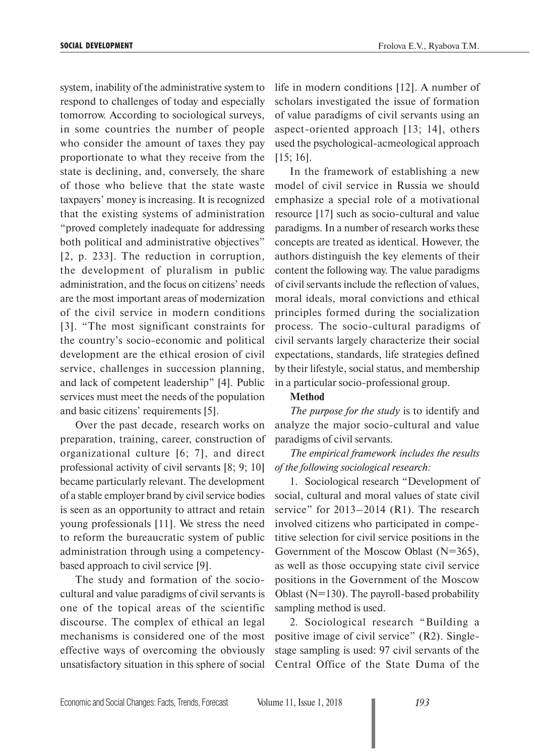system, inability of the administrative system to respond to challenges of today and especially tomorrow. According to sociological surveys, in some countries the number of people who consider the amount of taxes they pay proportionate to what they receive from the state is declining, and, conversely, the share of those who believe that the state waste taxpayers' money is increasing. It is recognized that the existing systems of administration "proved completely inadequate for addressing both political and administrative objectives" [2, p. 233]. The reduction in corruption, the development of pluralism in public administration, and the focus on citizens' needs are the most important areas of modernization of the civil service in modern conditions [3]. "The most significant constraints for the country's socio-economic and political development are the ethical erosion of civil service, challenges in succession planning, and lack of competent leadership" [4]. Public services must meet the needs of the population and basic citizens' requirements [5].

Over the past decade, research works on preparation, training, career, construction of organizational culture [6; 7], and direct professional activity of civil servants [8; 9; 10] became particularly relevant. The development of a stable employer brand by civil service bodies is seen as an opportunity to attract and retain young professionals [11]. We stress the need to reform the bureaucratic system of public administration through using a competency-based approach to civil service [9].

The study and formation of the socio-cultural and value paradigms of civil servants is one of the topical areas of the scientific discourse. The complex of ethical an legal mechanisms is considered one of the most effective ways of overcoming the obviously unsatisfactory situation in this sphere of social life in modern conditions [12]. A number of scholars investigated the issue of formation of value paradigms of civil servants using an aspect-oriented approach [13; 14], others used the psychological-acmeological approach [15; 16].

In the framework of establishing a new model of civil service in Russia we should emphasize a special role of a motivational resource [17] such as socio-cultural and value paradigms. In a number of research works these concepts are treated as identical. However, the authors distinguish the key elements of their content the following way. The value paradigms of civil servants include the reflection of values, moral ideals, moral convictions and ethical principles formed during the socialization process. The socio-cultural paradigms of civil servants largely characterize their social expectations, standards, life strategies defined by their lifestyle, social status, and membership in a particular socio-professional group.

**Method**

*The purpose for the study* is to identify and analyze the major socio-cultural and value paradigms of civil servants.

*The empirical framework includes the results of the following sociological research:*

1. Sociological research "Development of social, cultural and moral values of state civil service" for 2013–2014 (R1). The research involved citizens who participated in competitive selection for civil service positions in the Government of the Moscow Oblast (N=365), as well as those occupying state civil service positions in the Government of the Moscow Oblast (N=130). The payroll-based probability sampling method is used.

2. Sociological research "Building a positive image of civil service" (R2). Single-stage sampling is used: 97 civil servants of the Central Office of the State Duma of the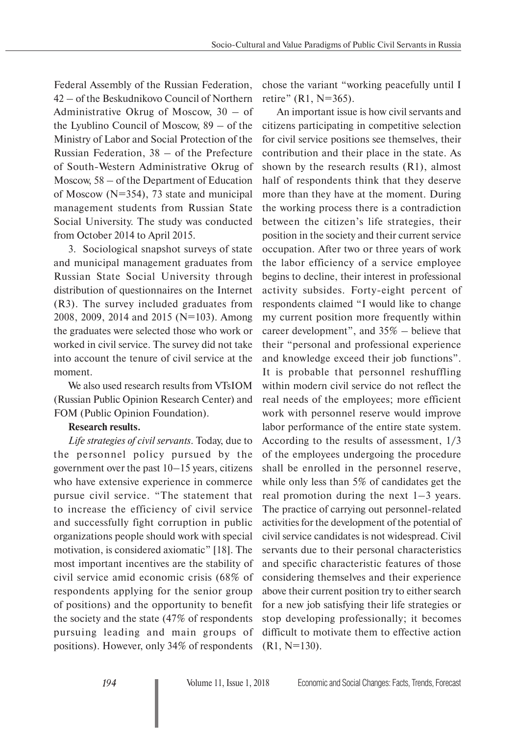Federal Assembly of the Russian Federation, 42 – of the Beskudnikovo Council of Northern Administrative Okrug of Moscow, 30 – of the Lyublino Council of Moscow, 89 – of the Ministry of Labor and Social Protection of the Russian Federation, 38 – of the Prefecture of South-Western Administrative Okrug of Moscow, 58 – of the Department of Education of Moscow (N=354), 73 state and municipal management students from Russian State Social University. The study was conducted from October 2014 to April 2015.

3. Sociological snapshot surveys of state and municipal management graduates from Russian State Social University through distribution of questionnaires on the Internet (R3). The survey included graduates from 2008, 2009, 2014 and 2015 (N=103). Among the graduates were selected those who work or worked in civil service. The survey did not take into account the tenure of civil service at the moment.

We also used research results from VTsIOM (Russian Public Opinion Research Center) and FOM (Public Opinion Foundation).

**Research results.**

*Life strategies of civil servants*. Today, due to the personnel policy pursued by the government over the past 10–15 years, citizens who have extensive experience in commerce pursue civil service. "The statement that to increase the efficiency of civil service and successfully fight corruption in public organizations people should work with special motivation, is considered axiomatic" [18]. The most important incentives are the stability of civil service amid economic crisis (68% of respondents applying for the senior group of positions) and the opportunity to benefit the society and the state (47% of respondents pursuing leading and main groups of positions). However, only 34% of respondents chose the variant "working peacefully until I retire" (R1, N=365).

An important issue is how civil servants and citizens participating in competitive selection for civil service positions see themselves, their contribution and their place in the state. As shown by the research results (R1), almost half of respondents think that they deserve more than they have at the moment. During the working process there is a contradiction between the citizen's life strategies, their position in the society and their current service occupation. After two or three years of work the labor efficiency of a service employee begins to decline, their interest in professional activity subsides. Forty-eight percent of respondents claimed "I would like to change my current position more frequently within career development", and 35% – believe that their "personal and professional experience and knowledge exceed their job functions". It is probable that personnel reshuffling within modern civil service do not reflect the real needs of the employees; more efficient work with personnel reserve would improve labor performance of the entire state system. According to the results of assessment, 1/3 of the employees undergoing the procedure shall be enrolled in the personnel reserve, while only less than 5% of candidates get the real promotion during the next 1–3 years. The practice of carrying out personnel-related activities for the development of the potential of civil service candidates is not widespread. Civil servants due to their personal characteristics and specific characteristic features of those considering themselves and their experience above their current position try to either search for a new job satisfying their life strategies or stop developing professionally; it becomes difficult to motivate them to effective action (R1, N=130).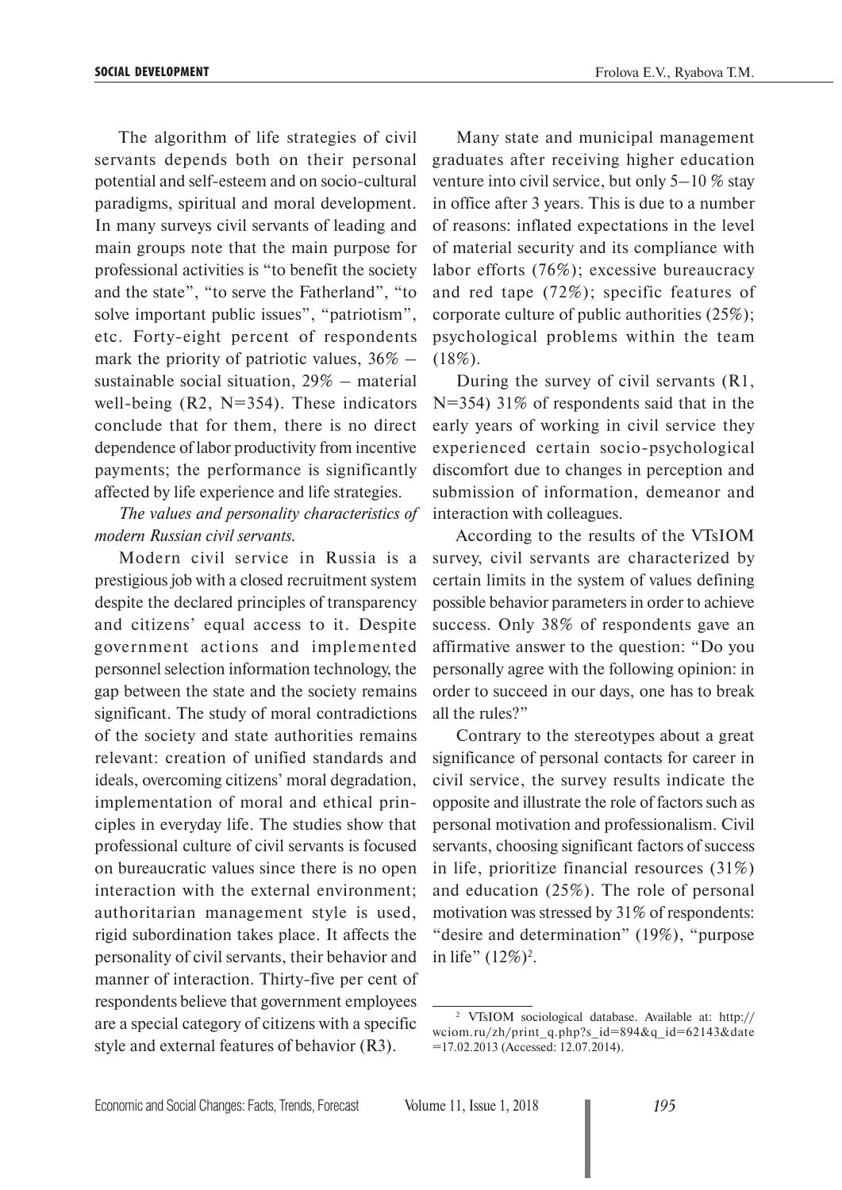The algorithm of life strategies of civil servants depends both on their personal potential and self-esteem and on socio-cultural paradigms, spiritual and moral development. In many surveys civil servants of leading and main groups note that the main purpose for professional activities is "to benefit the society and the state", "to serve the Fatherland", "to solve important public issues", "patriotism", etc. Forty-eight percent of respondents mark the priority of patriotic values, 36% – sustainable social situation, 29% – material well-being (R2, N=354). These indicators conclude that for them, there is no direct dependence of labor productivity from incentive payments; the performance is significantly affected by life experience and life strategies.

*The values and personality characteristics of modern Russian civil servants.*

Modern civil service in Russia is a prestigious job with a closed recruitment system despite the declared principles of transparency and citizens' equal access to it. Despite government actions and implemented personnel selection information technology, the gap between the state and the society remains significant. The study of moral contradictions of the society and state authorities remains relevant: creation of unified standards and ideals, overcoming citizens' moral degradation, implementation of moral and ethical principles in everyday life. The studies show that professional culture of civil servants is focused on bureaucratic values since there is no open interaction with the external environment; authoritarian management style is used, rigid subordination takes place. It affects the personality of civil servants, their behavior and manner of interaction. Thirty-five per cent of respondents believe that government employees are a special category of citizens with a specific style and external features of behavior (R3).

Many state and municipal management graduates after receiving higher education venture into civil service, but only 5–10 % stay in office after 3 years. This is due to a number of reasons: inflated expectations in the level of material security and its compliance with labor efforts (76%); excessive bureaucracy and red tape (72%); specific features of corporate culture of public authorities (25%); psychological problems within the team (18%).

During the survey of civil servants (R1, N=354) 31% of respondents said that in the early years of working in civil service they experienced certain socio-psychological discomfort due to changes in perception and submission of information, demeanor and interaction with colleagues.

According to the results of the VTsIOM survey, civil servants are characterized by certain limits in the system of values defining possible behavior parameters in order to achieve success. Only 38% of respondents gave an affirmative answer to the question: "Do you personally agree with the following opinion: in order to succeed in our days, one has to break all the rules?"

Contrary to the stereotypes about a great significance of personal contacts for career in civil service, the survey results indicate the opposite and illustrate the role of factors such as personal motivation and professionalism. Civil servants, choosing significant factors of success in life, prioritize financial resources (31%) and education (25%). The role of personal motivation was stressed by 31% of respondents: "desire and determination" (19%), "purpose in life" (12%)[2].

---

[2] VTsIOM sociological database. Available at: http://wciom.ru/zh/print_q.php?s_id=894&q_id=62143&date=17.02.2013 (Accessed: 12.07.2014).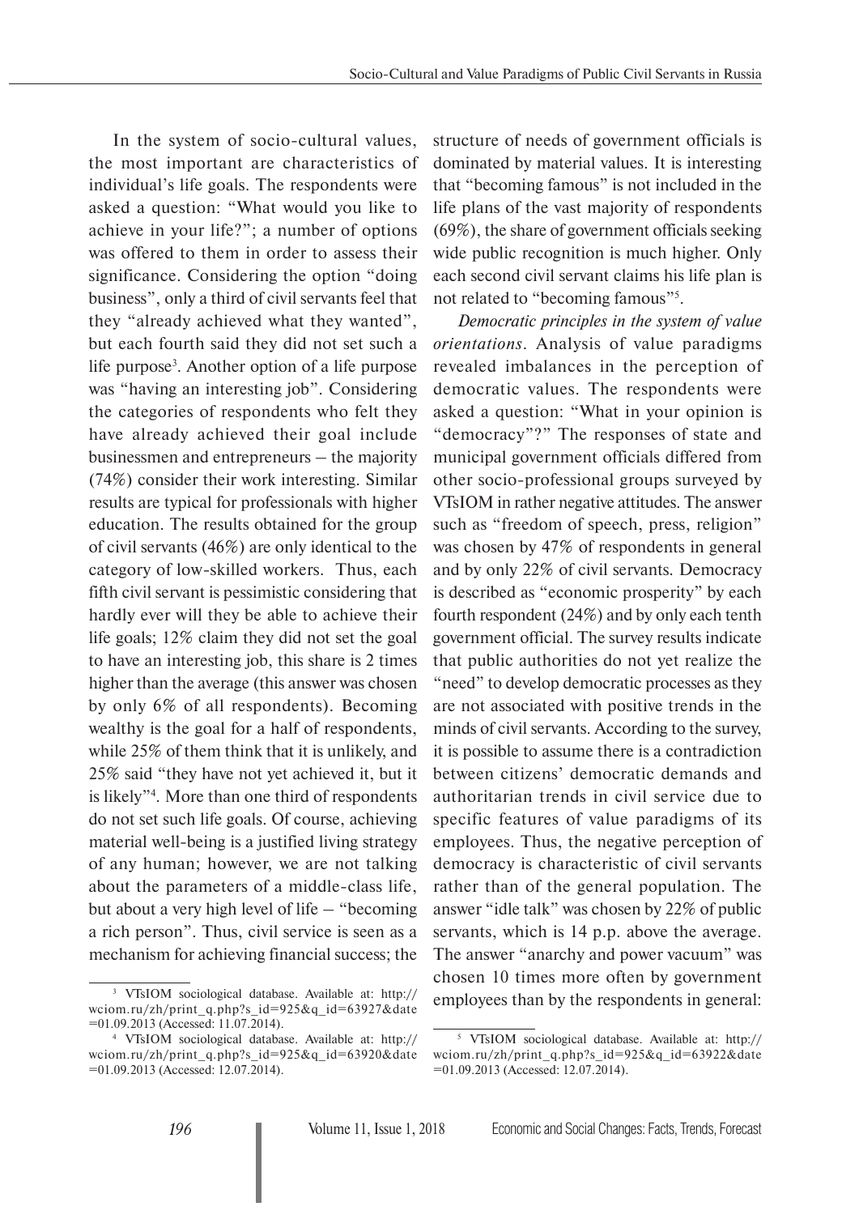In the system of socio-cultural values, the most important are characteristics of individual's life goals. The respondents were asked a question: "What would you like to achieve in your life?"; a number of options was offered to them in order to assess their significance. Considering the option "doing business", only a third of civil servants feel that they "already achieved what they wanted", but each fourth said they did not set such a life purpose[3]. Another option of a life purpose was "having an interesting job". Considering the categories of respondents who felt they have already achieved their goal include businessmen and entrepreneurs – the majority (74%) consider their work interesting. Similar results are typical for professionals with higher education. The results obtained for the group of civil servants (46%) are only identical to the category of low-skilled workers. Thus, each fifth civil servant is pessimistic considering that hardly ever will they be able to achieve their life goals; 12% claim they did not set the goal to have an interesting job, this share is 2 times higher than the average (this answer was chosen by only 6% of all respondents). Becoming wealthy is the goal for a half of respondents, while 25% of them think that it is unlikely, and 25% said "they have not yet achieved it, but it is likely"[4]. More than one third of respondents do not set such life goals. Of course, achieving material well-being is a justified living strategy of any human; however, we are not talking about the parameters of a middle-class life, but about a very high level of life – "becoming a rich person". Thus, civil service is seen as a mechanism for achieving financial success; the structure of needs of government officials is dominated by material values. It is interesting that "becoming famous" is not included in the life plans of the vast majority of respondents (69%), the share of government officials seeking wide public recognition is much higher. Only each second civil servant claims his life plan is not related to "becoming famous"[5].

*Democratic principles in the system of value orientations*. Analysis of value paradigms revealed imbalances in the perception of democratic values. The respondents were asked a question: "What in your opinion is "democracy"?" The responses of state and municipal government officials differed from other socio-professional groups surveyed by VTsIOM in rather negative attitudes. The answer such as "freedom of speech, press, religion" was chosen by 47% of respondents in general and by only 22% of civil servants. Democracy is described as "economic prosperity" by each fourth respondent (24%) and by only each tenth government official. The survey results indicate that public authorities do not yet realize the "need" to develop democratic processes as they are not associated with positive trends in the minds of civil servants. According to the survey, it is possible to assume there is a contradiction between citizens' democratic demands and authoritarian trends in civil service due to specific features of value paradigms of its employees. Thus, the negative perception of democracy is characteristic of civil servants rather than of the general population. The answer "idle talk" was chosen by 22% of public servants, which is 14 p.p. above the average. The answer "anarchy and power vacuum" was chosen 10 times more often by government employees than by the respondents in general:

---

[3] VTsIOM sociological database. Available at: http://wciom.ru/zh/print_q.php?s_id=925&q_id=63927&date=01.09.2013 (Accessed: 11.07.2014).

[4] VTsIOM sociological database. Available at: http://wciom.ru/zh/print_q.php?s_id=925&q_id=63920&date=01.09.2013 (Accessed: 12.07.2014).

[5] VTsIOM sociological database. Available at: http://wciom.ru/zh/print_q.php?s_id=925&q_id=63922&date=01.09.2013 (Accessed: 12.07.2014).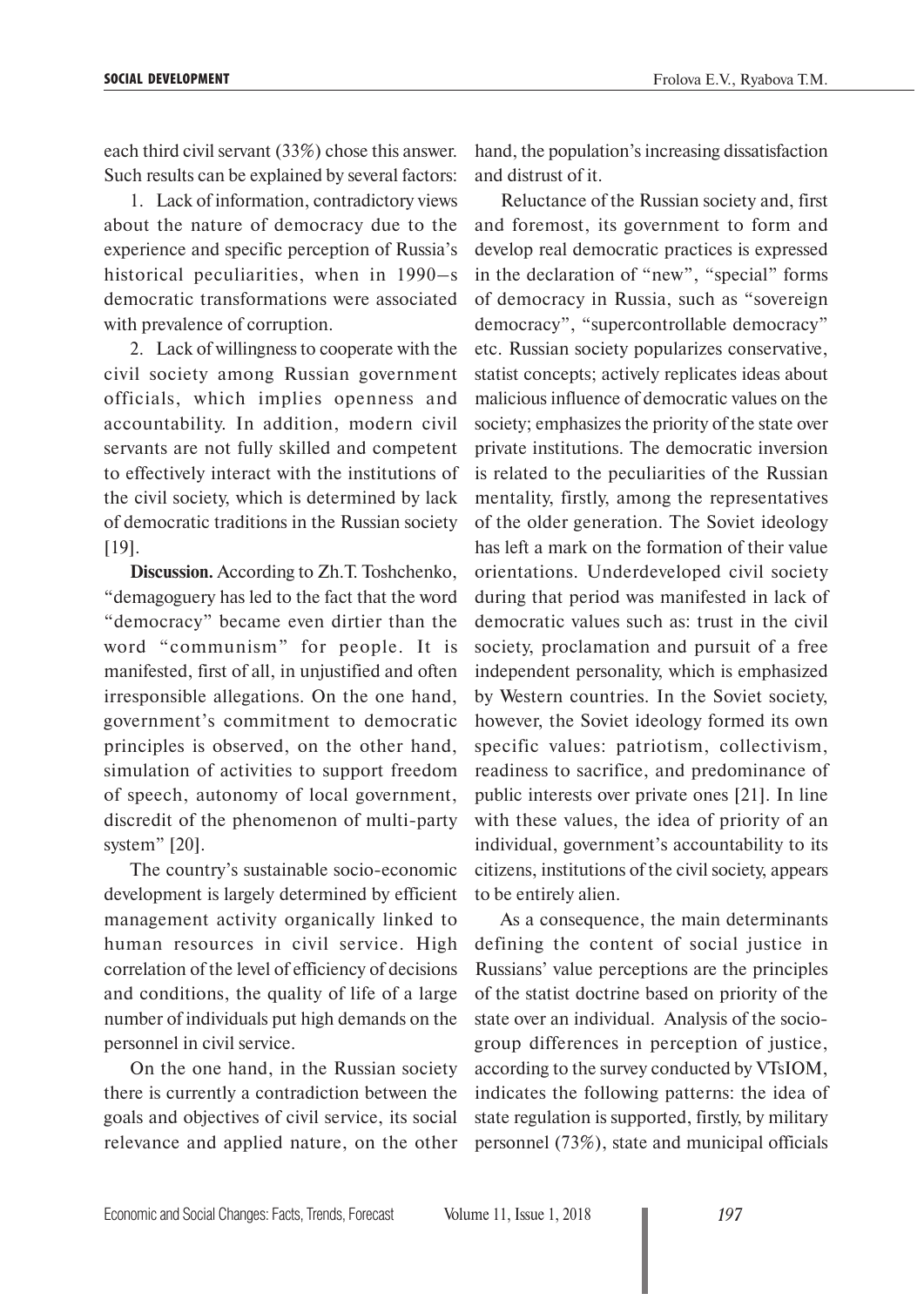each third civil servant (33%) chose this answer. Such results can be explained by several factors:

1. Lack of information, contradictory views about the nature of democracy due to the experience and specific perception of Russia's historical peculiarities, when in 1990–s democratic transformations were associated with prevalence of corruption.

2. Lack of willingness to cooperate with the civil society among Russian government officials, which implies openness and accountability. In addition, modern civil servants are not fully skilled and competent to effectively interact with the institutions of the civil society, which is determined by lack of democratic traditions in the Russian society [19].

**Discussion.** According to Zh.T. Toshchenko, "demagoguery has led to the fact that the word "democracy" became even dirtier than the word "communism" for people. It is manifested, first of all, in unjustified and often irresponsible allegations. On the one hand, government's commitment to democratic principles is observed, on the other hand, simulation of activities to support freedom of speech, autonomy of local government, discredit of the phenomenon of multi-party system" [20].

The country's sustainable socio-economic development is largely determined by efficient management activity organically linked to human resources in civil service. High correlation of the level of efficiency of decisions and conditions, the quality of life of a large number of individuals put high demands on the personnel in civil service.

On the one hand, in the Russian society there is currently a contradiction between the goals and objectives of civil service, its social relevance and applied nature, on the other hand, the population's increasing dissatisfaction and distrust of it.

Reluctance of the Russian society and, first and foremost, its government to form and develop real democratic practices is expressed in the declaration of "new", "special" forms of democracy in Russia, such as "sovereign democracy", "supercontrollable democracy" etc. Russian society popularizes conservative, statist concepts; actively replicates ideas about malicious influence of democratic values on the society; emphasizes the priority of the state over private institutions. The democratic inversion is related to the peculiarities of the Russian mentality, firstly, among the representatives of the older generation. The Soviet ideology has left a mark on the formation of their value orientations. Underdeveloped civil society during that period was manifested in lack of democratic values such as: trust in the civil society, proclamation and pursuit of a free independent personality, which is emphasized by Western countries. In the Soviet society, however, the Soviet ideology formed its own specific values: patriotism, collectivism, readiness to sacrifice, and predominance of public interests over private ones [21]. In line with these values, the idea of priority of an individual, government's accountability to its citizens, institutions of the civil society, appears to be entirely alien.

As a consequence, the main determinants defining the content of social justice in Russians' value perceptions are the principles of the statist doctrine based on priority of the state over an individual. Analysis of the socio-group differences in perception of justice, according to the survey conducted by VTsIOM, indicates the following patterns: the idea of state regulation is supported, firstly, by military personnel (73%), state and municipal officials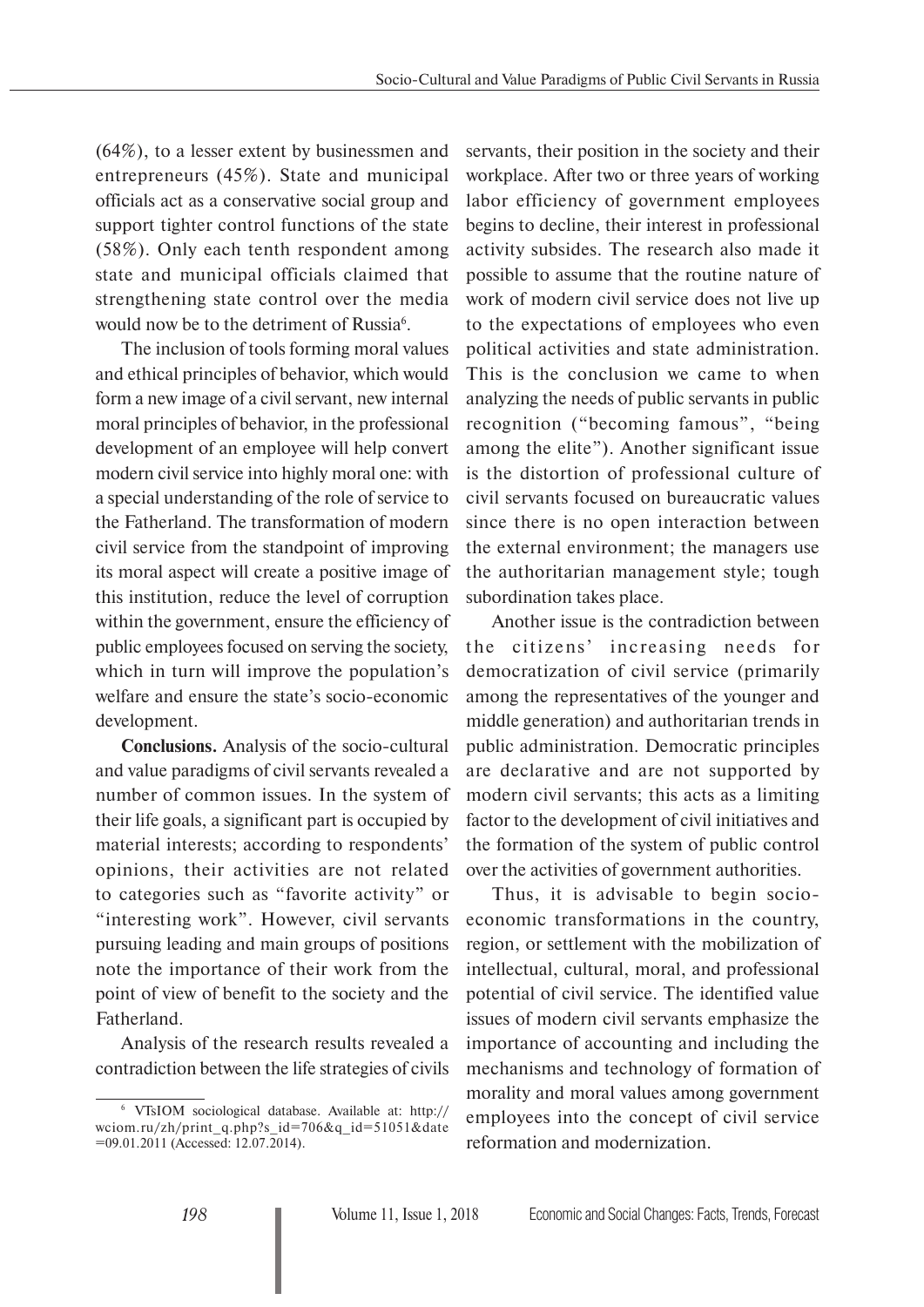(64%), to a lesser extent by businessmen and entrepreneurs (45%). State and municipal officials act as a conservative social group and support tighter control functions of the state (58%). Only each tenth respondent among state and municipal officials claimed that strengthening state control over the media would now be to the detriment of Russia[6].

The inclusion of tools forming moral values and ethical principles of behavior, which would form a new image of a civil servant, new internal moral principles of behavior, in the professional development of an employee will help convert modern civil service into highly moral one: with a special understanding of the role of service to the Fatherland. The transformation of modern civil service from the standpoint of improving its moral aspect will create a positive image of this institution, reduce the level of corruption within the government, ensure the efficiency of public employees focused on serving the society, which in turn will improve the population's welfare and ensure the state's socio-economic development.

**Conclusions.** Analysis of the socio-cultural and value paradigms of civil servants revealed a number of common issues. In the system of their life goals, a significant part is occupied by material interests; according to respondents' opinions, their activities are not related to categories such as "favorite activity" or "interesting work". However, civil servants pursuing leading and main groups of positions note the importance of their work from the point of view of benefit to the society and the Fatherland.

Analysis of the research results revealed a contradiction between the life strategies of civils servants, their position in the society and their workplace. After two or three years of working labor efficiency of government employees begins to decline, their interest in professional activity subsides. The research also made it possible to assume that the routine nature of work of modern civil service does not live up to the expectations of employees who even political activities and state administration. This is the conclusion we came to when analyzing the needs of public servants in public recognition ("becoming famous", "being among the elite"). Another significant issue is the distortion of professional culture of civil servants focused on bureaucratic values since there is no open interaction between the external environment; the managers use the authoritarian management style; tough subordination takes place.

Another issue is the contradiction between the citizens' increasing needs for democratization of civil service (primarily among the representatives of the younger and middle generation) and authoritarian trends in public administration. Democratic principles are declarative and are not supported by modern civil servants; this acts as a limiting factor to the development of civil initiatives and the formation of the system of public control over the activities of government authorities.

Thus, it is advisable to begin socio-economic transformations in the country, region, or settlement with the mobilization of intellectual, cultural, moral, and professional potential of civil service. The identified value issues of modern civil servants emphasize the importance of accounting and including the mechanisms and technology of formation of morality and moral values among government employees into the concept of civil service reformation and modernization.

[6] VTsIOM sociological database. Available at: http://wciom.ru/zh/print_q.php?s_id=706&q_id=51051&date=09.01.2011 (Accessed: 12.07.2014).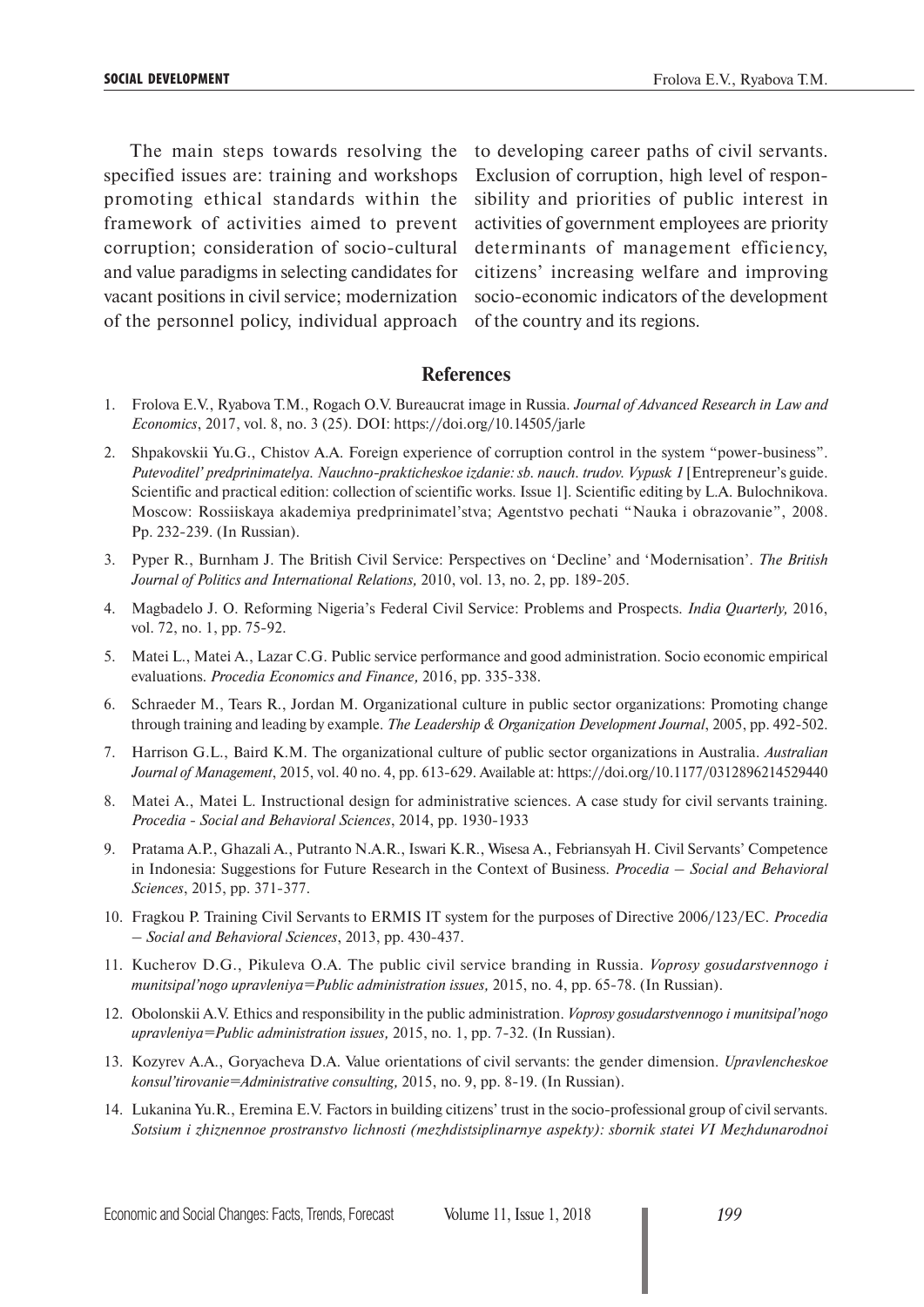The main steps towards resolving the specified issues are: training and workshops promoting ethical standards within the framework of activities aimed to prevent corruption; consideration of socio-cultural and value paradigms in selecting candidates for vacant positions in civil service; modernization of the personnel policy, individual approach to developing career paths of civil servants. Exclusion of corruption, high level of responsibility and priorities of public interest in activities of government employees are priority determinants of management efficiency, citizens' increasing welfare and improving socio-economic indicators of the development of the country and its regions.

## References

1. Frolova E.V., Ryabova T.M., Rogach O.V. Bureaucrat image in Russia. *Journal of Advanced Research in Law and Economics*, 2017, vol. 8, no. 3 (25). DOI: https://doi.org/10.14505/jarle
2. Shpakovskii Yu.G., Chistov A.A. Foreign experience of corruption control in the system "power-business". *Putevoditel' predprinimatelya. Nauchno-prakticheskoe izdanie: sb. nauch. trudov. Vypusk 1* [Entrepreneur's guide. Scientific and practical edition: collection of scientific works. Issue 1]. Scientific editing by L.A. Bulochnikova. Moscow: Rossiiskaya akademiya predprinimatel'stva; Agentstvo pechati "Nauka i obrazovanie", 2008. Pp. 232-239. (In Russian).
3. Pyper R., Burnham J. The British Civil Service: Perspectives on 'Decline' and 'Modernisation'. *The British Journal of Politics and International Relations,* 2010, vol. 13, no. 2, pp. 189-205.
4. Magbadelo J. O. Reforming Nigeria's Federal Civil Service: Problems and Prospects. *India Quarterly,* 2016, vol. 72, no. 1, pp. 75-92.
5. Matei L., Matei A., Lazar C.G. Public service performance and good administration. Socio economic empirical evaluations. *Procedia Economics and Finance,* 2016, pp. 335-338.
6. Schraeder M., Tears R., Jordan M. Organizational culture in public sector organizations: Promoting change through training and leading by example. *The Leadership & Organization Development Journal*, 2005, pp. 492-502.
7. Harrison G.L., Baird K.M. The organizational culture of public sector organizations in Australia. *Australian Journal of Management*, 2015, vol. 40 no. 4, pp. 613-629. Available at: https://doi.org/10.1177/0312896214529440
8. Matei A., Matei L. Instructional design for administrative sciences. A case study for civil servants training. *Procedia - Social and Behavioral Sciences*, 2014, pp. 1930-1933
9. Pratama A.P., Ghazali A., Putranto N.A.R., Iswari K.R., Wisesa A., Febriansyah H. Civil Servants' Competence in Indonesia: Suggestions for Future Research in the Context of Business. *Procedia – Social and Behavioral Sciences*, 2015, pp. 371-377.
10. Fragkou P. Training Civil Servants to ERMIS IT system for the purposes of Directive 2006/123/EC. *Procedia – Social and Behavioral Sciences*, 2013, pp. 430-437.
11. Kucherov D.G., Pikuleva O.A. The public civil service branding in Russia. *Voprosy gosudarstvennogo i munitsipal'nogo upravleniya=Public administration issues,* 2015, no. 4, pp. 65-78. (In Russian).
12. Obolonskii A.V. Ethics and responsibility in the public administration. *Voprosy gosudarstvennogo i munitsipal'nogo upravleniya=Public administration issues,* 2015, no. 1, pp. 7-32. (In Russian).
13. Kozyrev A.A., Goryacheva D.A. Value orientations of civil servants: the gender dimension. *Upravlencheskoe konsul'tirovanie=Administrative consulting,* 2015, no. 9, pp. 8-19. (In Russian).
14. Lukanina Yu.R., Eremina E.V. Factors in building citizens' trust in the socio-professional group of civil servants. *Sotsium i zhiznennoe prostranstvo lichnosti (mezhdistsiplinarnye aspekty): sbornik statei VI Mezhdunarodnoi*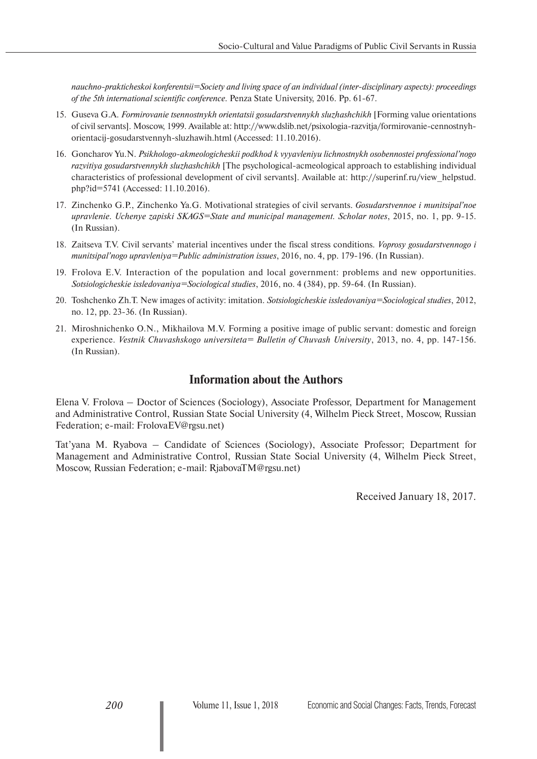*nauchno-prakticheskoi konferentsii=Society and living space of an individual (inter-disciplinary aspects): proceedings of the 5th international scientific conference*. Penza State University, 2016. Pp. 61-67.

15. Guseva G.A. *Formirovanie tsennostnykh orientatsii gosudarstvennykh sluzhashchikh* [Forming value orientations of civil servants]. Moscow, 1999. Available at: http://www.dslib.net/psixologia-razvitja/formirovanie-cennostnyh-orientacij-gosudarstvennyh-sluzhawih.html (Accessed: 11.10.2016).
16. Goncharov Yu.N. *Psikhologo-akmeologicheskii podkhod k vyyavleniyu lichnostnykh osobennostei professional'nogo razvitiya gosudarstvennykh sluzhashchikh* [The psychological-acmeological approach to establishing individual characteristics of professional development of civil servants]. Available at: http://superinf.ru/view_helpstud.php?id=5741 (Accessed: 11.10.2016).
17. Zinchenko G.P., Zinchenko Ya.G. Motivational strategies of civil servants. *Gosudarstvennoe i munitsipal'noe upravlenie. Uchenye zapiski SKAGS=State and municipal management. Scholar notes*, 2015, no. 1, pp. 9-15. (In Russian).
18. Zaitseva T.V. Civil servants' material incentives under the fiscal stress conditions. *Voprosy gosudarstvennogo i munitsipal'nogo upravleniya=Public administration issues*, 2016, no. 4, pp. 179-196. (In Russian).
19. Frolova E.V. Interaction of the population and local government: problems and new opportunities. *Sotsiologicheskie issledovaniya=Sociological studies*, 2016, no. 4 (384), pp. 59-64. (In Russian).
20. Toshchenko Zh.T. New images of activity: imitation. *Sotsiologicheskie issledovaniya=Sociological studies*, 2012, no. 12, pp. 23-36. (In Russian).
21. Miroshnichenko O.N., Mikhailova M.V. Forming a positive image of public servant: domestic and foreign experience. *Vestnik Chuvashskogo universiteta= Bulletin of Chuvash University*, 2013, no. 4, pp. 147-156. (In Russian).

## Information about the Authors

Elena V. Frolova – Doctor of Sciences (Sociology), Associate Professor, Department for Management and Administrative Control, Russian State Social University (4, Wilhelm Pieck Street, Moscow, Russian Federation; e-mail: FrolovaEV@rgsu.net)

Tat'yana M. Ryabova – Candidate of Sciences (Sociology), Associate Professor; Department for Management and Administrative Control, Russian State Social University (4, Wilhelm Pieck Street, Moscow, Russian Federation; e-mail: RjabovaTM@rgsu.net)

Received January 18, 2017.